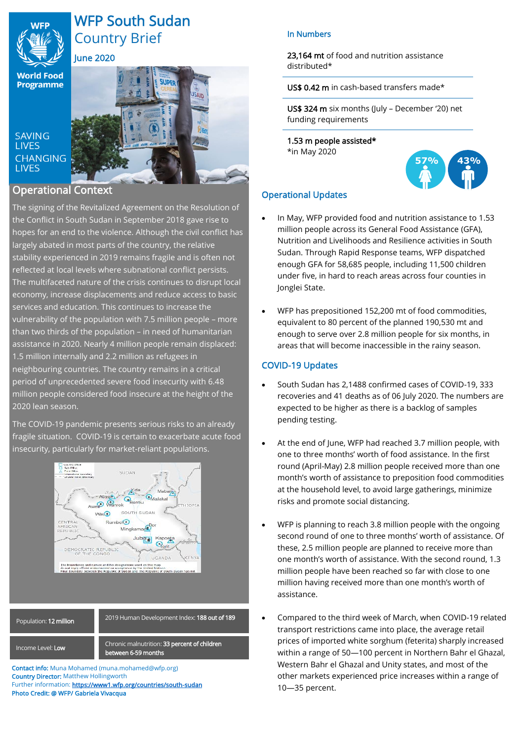# WFP South Sudan Country Brief

June 2020

SAVING LIVES CHANGING LIVES

## Operational Context

The signing of the Revitalized Agreement on the Resolution of the Conflict in South Sudan in September 2018 gave rise to hopes for an end to the violence. Although the civil conflict has largely abated in most parts of the country, the relative stability experienced in 2019 remains fragile and is often not reflected at local levels where subnational conflict persists. The multifaceted nature of the crisis continues to disrupt local economy, increase displacements and reduce access to basic services and education. This continues to increase the vulnerability of the population with 7.5 million people – more than two thirds of the population – in need of humanitarian assistance in 2020. Nearly 4 million people remain displaced: 1.5 million internally and 2.2 million as refugees in neighbouring countries. The country remains in a critical period of unprecedented severe food insecurity with 6.48 million people considered food insecure at the height of the 2020 lean season.

The COVID-19 pandemic presents serious risks to an already fragile situation. COVID-19 is certain to exacerbate acute food insecurity, particularly for market-reliant populations.

| Population: **12 million** | 2019 Human Development Index: **188 out of 189** |
|---|---|
| Income Level: **Low** | Chronic malnutrition: **33 percent of children between 6-59 months** |

**Contact info:** Muna Mohamed (muna.mohamed@wfp.org)
**Country Director:** Matthew Hollingworth
Further information: **https://www1.wfp.org/countries/south-sudan**
**Photo Credit: @ WFP/ Gabriela Vivacqua**

## In Numbers

**23,164 mt** of food and nutrition assistance distributed*

**US$ 0.42 m** in cash-based transfers made*

**US$ 324 m** six months (July – December '20) net funding requirements

**1.53 m people assisted***
*in May 2020

57% 43%

## Operational Updates

- In May, WFP provided food and nutrition assistance to 1.53 million people across its General Food Assistance (GFA), Nutrition and Livelihoods and Resilience activities in South Sudan. Through Rapid Response teams, WFP dispatched enough GFA for 58,685 people, including 11,500 children under five, in hard to reach areas across four counties in Jonglei State.
- WFP has prepositioned 152,200 mt of food commodities, equivalent to 80 percent of the planned 190,530 mt and enough to serve over 2.8 million people for six months, in areas that will become inaccessible in the rainy season.

## COVID-19 Updates

- South Sudan has 2,1488 confirmed cases of COVID-19, 333 recoveries and 41 deaths as of 06 July 2020. The numbers are expected to be higher as there is a backlog of samples pending testing.
- At the end of June, WFP had reached 3.7 million people, with one to three months' worth of food assistance. In the first round (April-May) 2.8 million people received more than one month's worth of assistance to preposition food commodities at the household level, to avoid large gatherings, minimize risks and promote social distancing.
- WFP is planning to reach 3.8 million people with the ongoing second round of one to three months' worth of assistance. Of these, 2.5 million people are planned to receive more than one month's worth of assistance. With the second round, 1.3 million people have been reached so far with close to one million having received more than one month's worth of assistance.
- Compared to the third week of March, when COVID-19 related transport restrictions came into place, the average retail prices of imported white sorghum (feterita) sharply increased within a range of 50—100 percent in Northern Bahr el Ghazal, Western Bahr el Ghazal and Unity states, and most of the other markets experienced price increases within a range of 10—35 percent.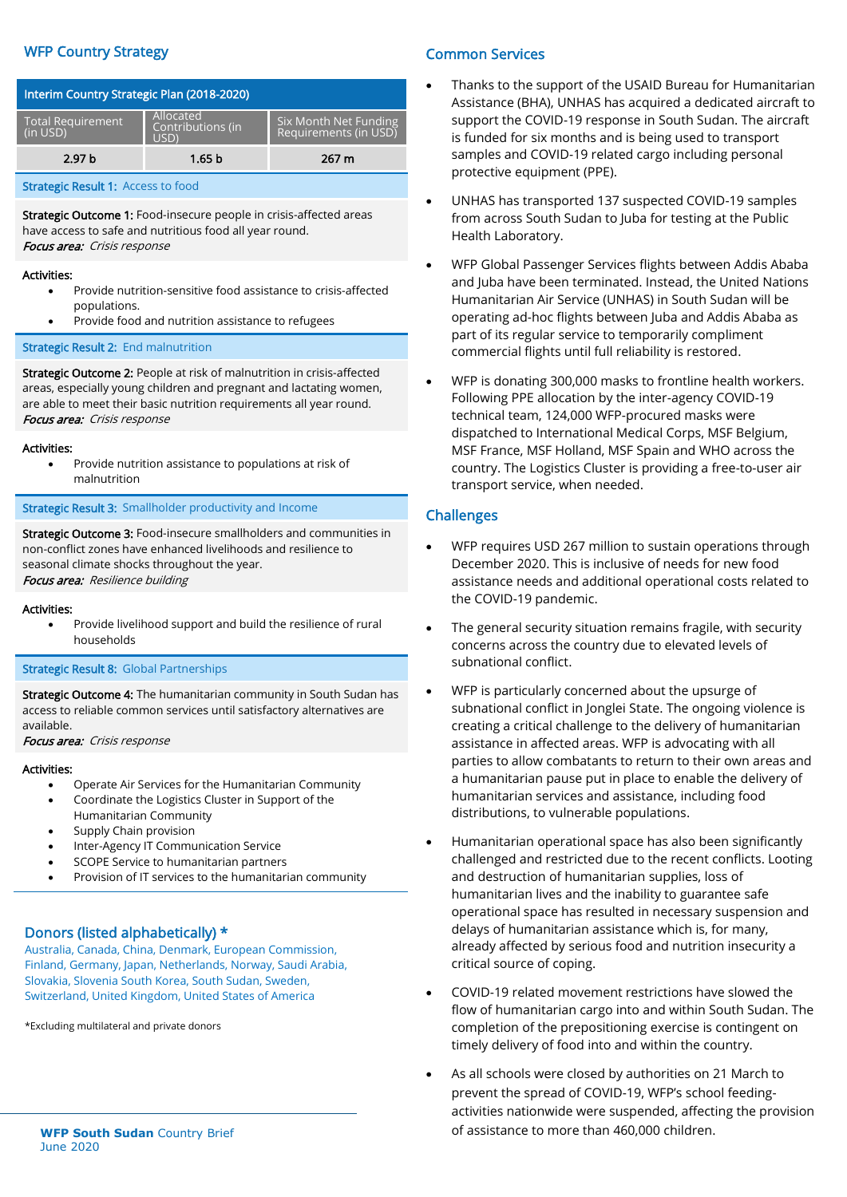## WFP Country Strategy

| Interim Country Strategic Plan (2018-2020) | | |
|---|---|---|
| Total Requirement (in USD) | Allocated Contributions (in USD) | Six Month Net Funding Requirements (in USD) |
| 2.97 b | 1.65 b | 267 m |

**Strategic Result 1:** Access to food

**Strategic Outcome 1:** Food-insecure people in crisis-affected areas have access to safe and nutritious food all year round.
***Focus area:*** *Crisis response*

**Activities:**

- Provide nutrition-sensitive food assistance to crisis-affected populations.
- Provide food and nutrition assistance to refugees

**Strategic Result 2:** End malnutrition

**Strategic Outcome 2:** People at risk of malnutrition in crisis-affected areas, especially young children and pregnant and lactating women, are able to meet their basic nutrition requirements all year round.
***Focus area:*** *Crisis response*

**Activities:**

- Provide nutrition assistance to populations at risk of malnutrition

**Strategic Result 3:** Smallholder productivity and Income

**Strategic Outcome 3:** Food-insecure smallholders and communities in non-conflict zones have enhanced livelihoods and resilience to seasonal climate shocks throughout the year.
***Focus area:*** *Resilience building*

**Activities:**

- Provide livelihood support and build the resilience of rural households

**Strategic Result 8:** Global Partnerships

**Strategic Outcome 4:** The humanitarian community in South Sudan has access to reliable common services until satisfactory alternatives are available.
***Focus area:*** *Crisis response*

**Activities:**

- Operate Air Services for the Humanitarian Community
- Coordinate the Logistics Cluster in Support of the Humanitarian Community
- Supply Chain provision
- Inter-Agency IT Communication Service
- SCOPE Service to humanitarian partners
- Provision of IT services to the humanitarian community

## Donors (listed alphabetically) *

Australia, Canada, China, Denmark, European Commission, Finland, Germany, Japan, Netherlands, Norway, Saudi Arabia, Slovakia, Slovenia South Korea, South Sudan, Sweden, Switzerland, United Kingdom, United States of America

*Excluding multilateral and private donors

## Common Services

- Thanks to the support of the USAID Bureau for Humanitarian Assistance (BHA), UNHAS has acquired a dedicated aircraft to support the COVID-19 response in South Sudan. The aircraft is funded for six months and is being used to transport samples and COVID-19 related cargo including personal protective equipment (PPE).
- UNHAS has transported 137 suspected COVID-19 samples from across South Sudan to Juba for testing at the Public Health Laboratory.
- WFP Global Passenger Services flights between Addis Ababa and Juba have been terminated. Instead, the United Nations Humanitarian Air Service (UNHAS) in South Sudan will be operating ad-hoc flights between Juba and Addis Ababa as part of its regular service to temporarily compliment commercial flights until full reliability is restored.
- WFP is donating 300,000 masks to frontline health workers. Following PPE allocation by the inter-agency COVID-19 technical team, 124,000 WFP-procured masks were dispatched to International Medical Corps, MSF Belgium, MSF France, MSF Holland, MSF Spain and WHO across the country. The Logistics Cluster is providing a free-to-user air transport service, when needed.

## Challenges

- WFP requires USD 267 million to sustain operations through December 2020. This is inclusive of needs for new food assistance needs and additional operational costs related to the COVID-19 pandemic.
- The general security situation remains fragile, with security concerns across the country due to elevated levels of subnational conflict.
- WFP is particularly concerned about the upsurge of subnational conflict in Jonglei State. The ongoing violence is creating a critical challenge to the delivery of humanitarian assistance in affected areas. WFP is advocating with all parties to allow combatants to return to their own areas and a humanitarian pause put in place to enable the delivery of humanitarian services and assistance, including food distributions, to vulnerable populations.
- Humanitarian operational space has also been significantly challenged and restricted due to the recent conflicts. Looting and destruction of humanitarian supplies, loss of humanitarian lives and the inability to guarantee safe operational space has resulted in necessary suspension and delays of humanitarian assistance which is, for many, already affected by serious food and nutrition insecurity a critical source of coping.
- COVID-19 related movement restrictions have slowed the flow of humanitarian cargo into and within South Sudan. The completion of the prepositioning exercise is contingent on timely delivery of food into and within the country.
- As all schools were closed by authorities on 21 March to prevent the spread of COVID-19, WFP's school feeding-activities nationwide were suspended, affecting the provision of assistance to more than 460,000 children.